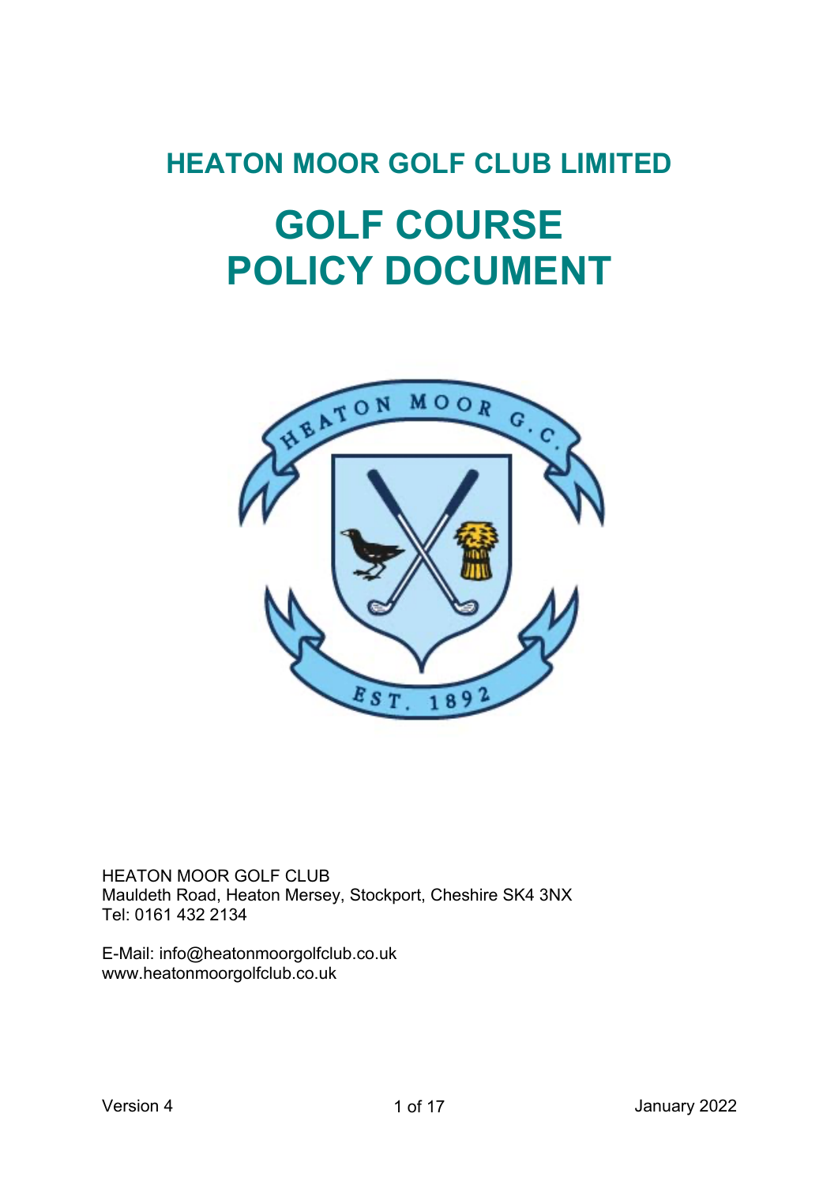# HEATON MOOR GOLF CLUB LIMITED

# GOLF COURSE POLICY DOCUMENT

HEATON MOOR GOLF CLUB
Mauldeth Road, Heaton Mersey, Stockport, Cheshire SK4 3NX
Tel: 0161 432 2134

E-Mail: info@heatonmoorgolfclub.co.uk
www.heatonmoorgolfclub.co.uk

Version 4 January 2022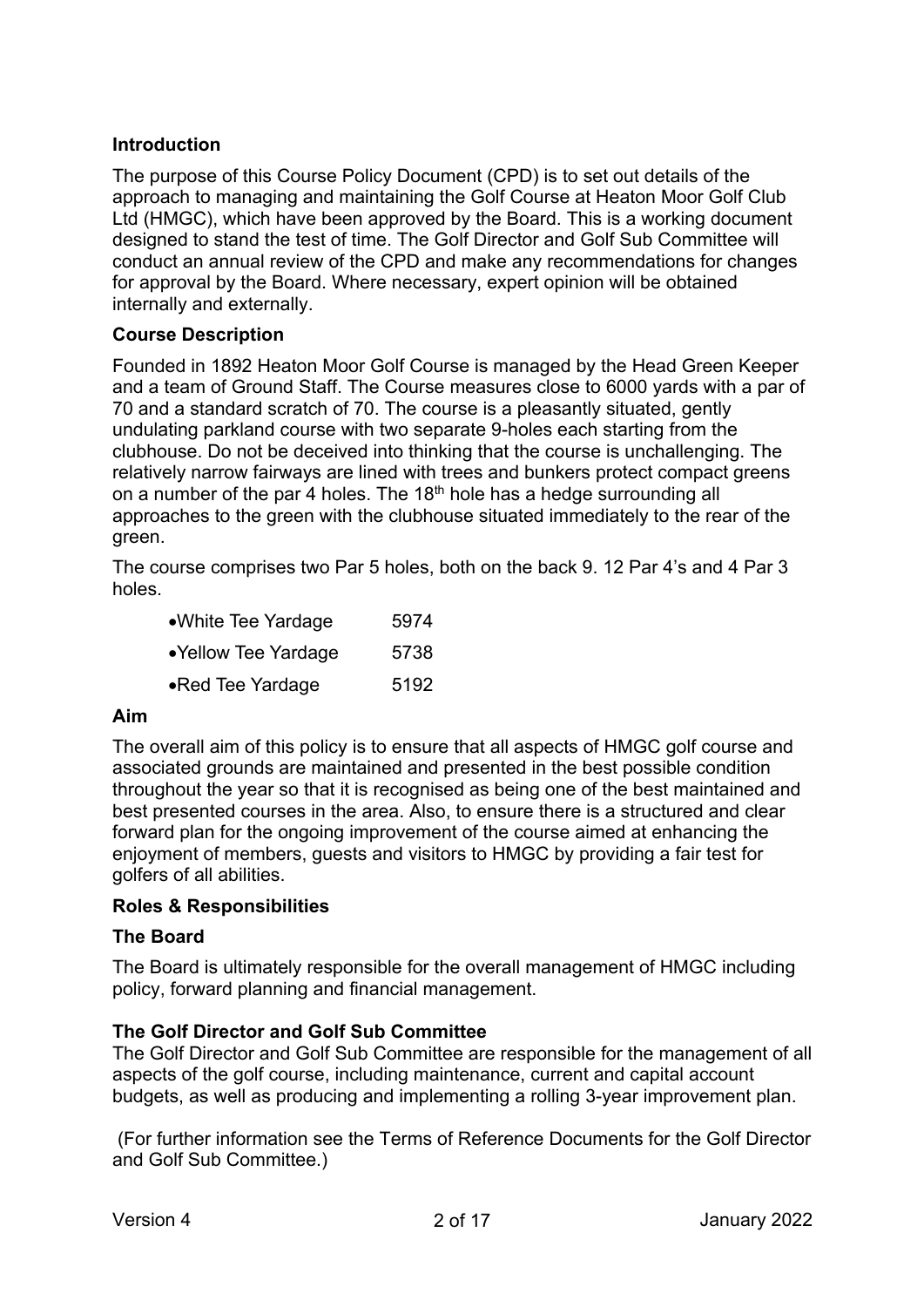**Introduction**

The purpose of this Course Policy Document (CPD) is to set out details of the approach to managing and maintaining the Golf Course at Heaton Moor Golf Club Ltd (HMGC), which have been approved by the Board. This is a working document designed to stand the test of time. The Golf Director and Golf Sub Committee will conduct an annual review of the CPD and make any recommendations for changes for approval by the Board. Where necessary, expert opinion will be obtained internally and externally.

**Course Description**

Founded in 1892 Heaton Moor Golf Course is managed by the Head Green Keeper and a team of Ground Staff. The Course measures close to 6000 yards with a par of 70 and a standard scratch of 70. The course is a pleasantly situated, gently undulating parkland course with two separate 9-holes each starting from the clubhouse. Do not be deceived into thinking that the course is unchallenging. The relatively narrow fairways are lined with trees and bunkers protect compact greens on a number of the par 4 holes. The 18th hole has a hedge surrounding all approaches to the green with the clubhouse situated immediately to the rear of the green.

The course comprises two Par 5 holes, both on the back 9. 12 Par 4's and 4 Par 3 holes.

- White Tee Yardage 5974
- Yellow Tee Yardage 5738
- Red Tee Yardage 5192

**Aim**

The overall aim of this policy is to ensure that all aspects of HMGC golf course and associated grounds are maintained and presented in the best possible condition throughout the year so that it is recognised as being one of the best maintained and best presented courses in the area. Also, to ensure there is a structured and clear forward plan for the ongoing improvement of the course aimed at enhancing the enjoyment of members, guests and visitors to HMGC by providing a fair test for golfers of all abilities.

**Roles & Responsibilities**

**The Board**

The Board is ultimately responsible for the overall management of HMGC including policy, forward planning and financial management.

**The Golf Director and Golf Sub Committee**

The Golf Director and Golf Sub Committee are responsible for the management of all aspects of the golf course, including maintenance, current and capital account budgets, as well as producing and implementing a rolling 3-year improvement plan.

(For further information see the Terms of Reference Documents for the Golf Director and Golf Sub Committee.)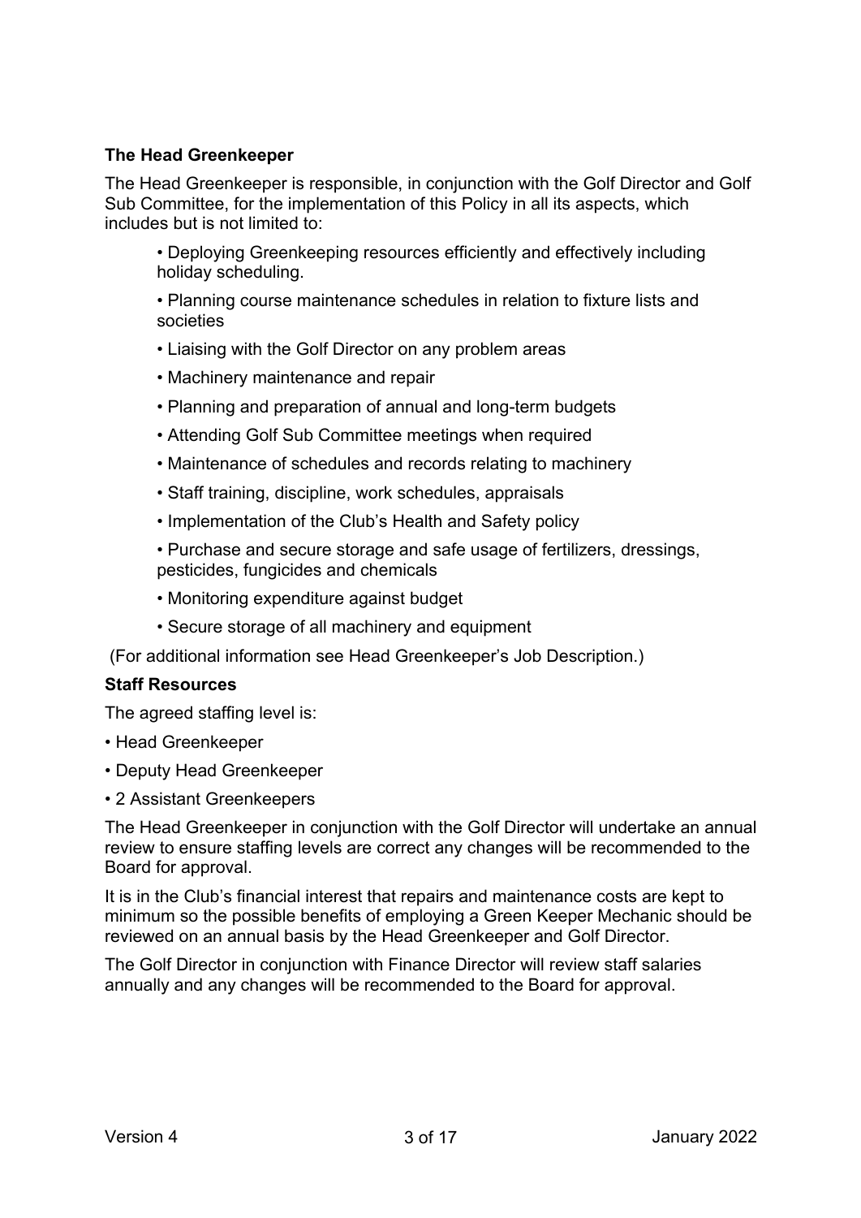**The Head Greenkeeper**

The Head Greenkeeper is responsible, in conjunction with the Golf Director and Golf Sub Committee, for the implementation of this Policy in all its aspects, which includes but is not limited to:

- Deploying Greenkeeping resources efficiently and effectively including holiday scheduling.
- Planning course maintenance schedules in relation to fixture lists and societies
- Liaising with the Golf Director on any problem areas
- Machinery maintenance and repair
- Planning and preparation of annual and long-term budgets
- Attending Golf Sub Committee meetings when required
- Maintenance of schedules and records relating to machinery
- Staff training, discipline, work schedules, appraisals
- Implementation of the Club's Health and Safety policy
- Purchase and secure storage and safe usage of fertilizers, dressings, pesticides, fungicides and chemicals
- Monitoring expenditure against budget
- Secure storage of all machinery and equipment

(For additional information see Head Greenkeeper's Job Description.)

**Staff Resources**

The agreed staffing level is:

- Head Greenkeeper
- Deputy Head Greenkeeper
- 2 Assistant Greenkeepers

The Head Greenkeeper in conjunction with the Golf Director will undertake an annual review to ensure staffing levels are correct any changes will be recommended to the Board for approval.

It is in the Club's financial interest that repairs and maintenance costs are kept to minimum so the possible benefits of employing a Green Keeper Mechanic should be reviewed on an annual basis by the Head Greenkeeper and Golf Director.

The Golf Director in conjunction with Finance Director will review staff salaries annually and any changes will be recommended to the Board for approval.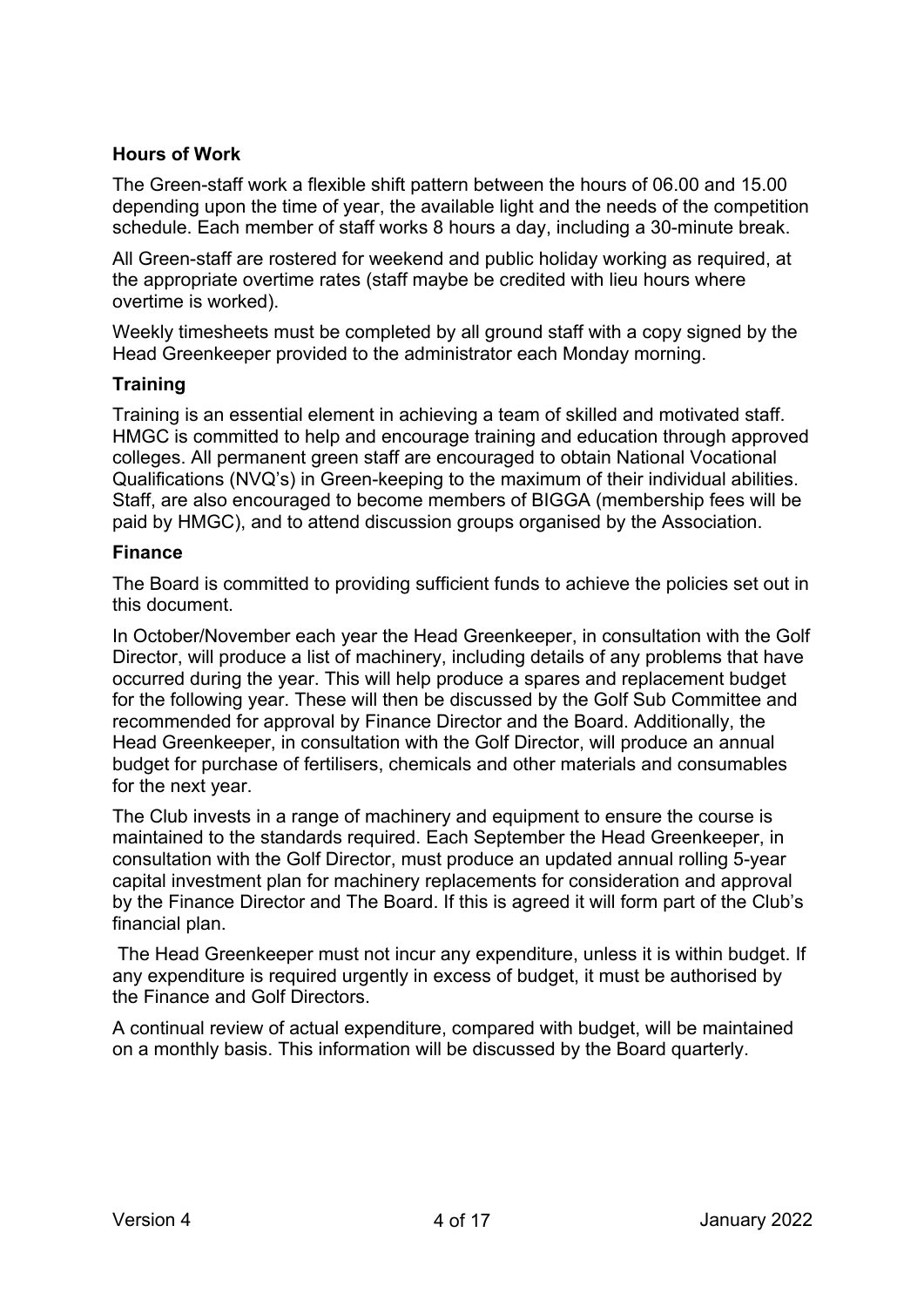**Hours of Work**

The Green-staff work a flexible shift pattern between the hours of 06.00 and 15.00 depending upon the time of year, the available light and the needs of the competition schedule. Each member of staff works 8 hours a day, including a 30-minute break.

All Green-staff are rostered for weekend and public holiday working as required, at the appropriate overtime rates (staff maybe be credited with lieu hours where overtime is worked).

Weekly timesheets must be completed by all ground staff with a copy signed by the Head Greenkeeper provided to the administrator each Monday morning.

**Training**

Training is an essential element in achieving a team of skilled and motivated staff. HMGC is committed to help and encourage training and education through approved colleges. All permanent green staff are encouraged to obtain National Vocational Qualifications (NVQ's) in Green-keeping to the maximum of their individual abilities. Staff, are also encouraged to become members of BIGGA (membership fees will be paid by HMGC), and to attend discussion groups organised by the Association.

**Finance**

The Board is committed to providing sufficient funds to achieve the policies set out in this document.

In October/November each year the Head Greenkeeper, in consultation with the Golf Director, will produce a list of machinery, including details of any problems that have occurred during the year. This will help produce a spares and replacement budget for the following year. These will then be discussed by the Golf Sub Committee and recommended for approval by Finance Director and the Board. Additionally, the Head Greenkeeper, in consultation with the Golf Director, will produce an annual budget for purchase of fertilisers, chemicals and other materials and consumables for the next year.

The Club invests in a range of machinery and equipment to ensure the course is maintained to the standards required. Each September the Head Greenkeeper, in consultation with the Golf Director, must produce an updated annual rolling 5-year capital investment plan for machinery replacements for consideration and approval by the Finance Director and The Board. If this is agreed it will form part of the Club's financial plan.

The Head Greenkeeper must not incur any expenditure, unless it is within budget. If any expenditure is required urgently in excess of budget, it must be authorised by the Finance and Golf Directors.

A continual review of actual expenditure, compared with budget, will be maintained on a monthly basis. This information will be discussed by the Board quarterly.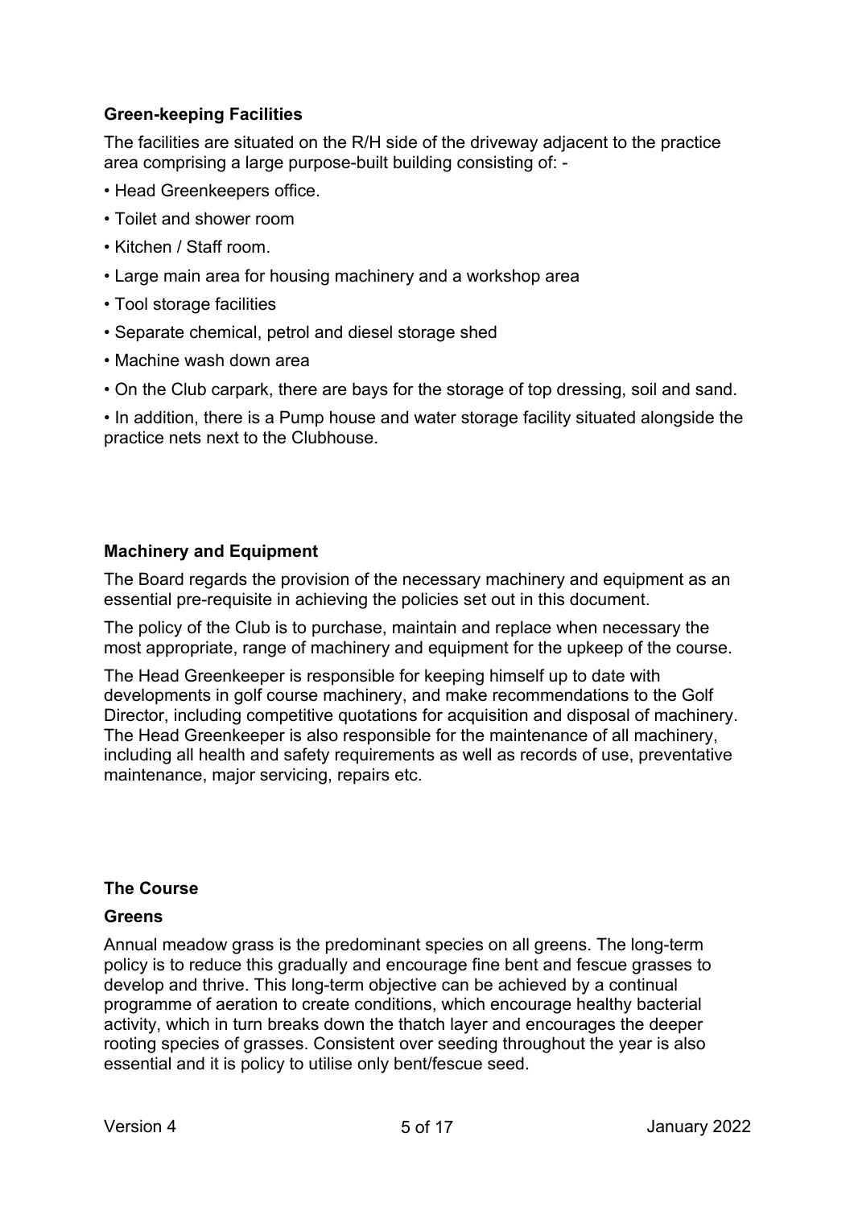### Green-keeping Facilities

The facilities are situated on the R/H side of the driveway adjacent to the practice area comprising a large purpose-built building consisting of: -

- Head Greenkeepers office.
- Toilet and shower room
- Kitchen / Staff room.
- Large main area for housing machinery and a workshop area
- Tool storage facilities
- Separate chemical, petrol and diesel storage shed
- Machine wash down area
- On the Club carpark, there are bays for the storage of top dressing, soil and sand.
- In addition, there is a Pump house and water storage facility situated alongside the practice nets next to the Clubhouse.

### Machinery and Equipment

The Board regards the provision of the necessary machinery and equipment as an essential pre-requisite in achieving the policies set out in this document.

The policy of the Club is to purchase, maintain and replace when necessary the most appropriate, range of machinery and equipment for the upkeep of the course.

The Head Greenkeeper is responsible for keeping himself up to date with developments in golf course machinery, and make recommendations to the Golf Director, including competitive quotations for acquisition and disposal of machinery. The Head Greenkeeper is also responsible for the maintenance of all machinery, including all health and safety requirements as well as records of use, preventative maintenance, major servicing, repairs etc.

### The Course

#### Greens

Annual meadow grass is the predominant species on all greens. The long-term policy is to reduce this gradually and encourage fine bent and fescue grasses to develop and thrive. This long-term objective can be achieved by a continual programme of aeration to create conditions, which encourage healthy bacterial activity, which in turn breaks down the thatch layer and encourages the deeper rooting species of grasses. Consistent over seeding throughout the year is also essential and it is policy to utilise only bent/fescue seed.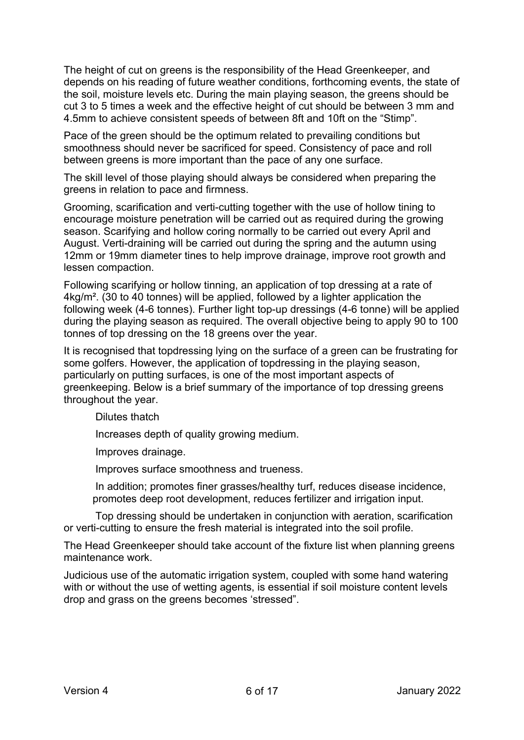The height of cut on greens is the responsibility of the Head Greenkeeper, and depends on his reading of future weather conditions, forthcoming events, the state of the soil, moisture levels etc. During the main playing season, the greens should be cut 3 to 5 times a week and the effective height of cut should be between 3 mm and 4.5mm to achieve consistent speeds of between 8ft and 10ft on the "Stimp".

Pace of the green should be the optimum related to prevailing conditions but smoothness should never be sacrificed for speed. Consistency of pace and roll between greens is more important than the pace of any one surface.

The skill level of those playing should always be considered when preparing the greens in relation to pace and firmness.

Grooming, scarification and verti-cutting together with the use of hollow tining to encourage moisture penetration will be carried out as required during the growing season. Scarifying and hollow coring normally to be carried out every April and August. Verti-draining will be carried out during the spring and the autumn using 12mm or 19mm diameter tines to help improve drainage, improve root growth and lessen compaction.

Following scarifying or hollow tinning, an application of top dressing at a rate of 4kg/m². (30 to 40 tonnes) will be applied, followed by a lighter application the following week (4-6 tonnes). Further light top-up dressings (4-6 tonne) will be applied during the playing season as required. The overall objective being to apply 90 to 100 tonnes of top dressing on the 18 greens over the year.

It is recognised that topdressing lying on the surface of a green can be frustrating for some golfers. However, the application of topdressing in the playing season, particularly on putting surfaces, is one of the most important aspects of greenkeeping. Below is a brief summary of the importance of top dressing greens throughout the year.

- Dilutes thatch
- Increases depth of quality growing medium.
- Improves drainage.
- Improves surface smoothness and trueness.
- In addition; promotes finer grasses/healthy turf, reduces disease incidence, promotes deep root development, reduces fertilizer and irrigation input.

Top dressing should be undertaken in conjunction with aeration, scarification or verti-cutting to ensure the fresh material is integrated into the soil profile.

The Head Greenkeeper should take account of the fixture list when planning greens maintenance work.

Judicious use of the automatic irrigation system, coupled with some hand watering with or without the use of wetting agents, is essential if soil moisture content levels drop and grass on the greens becomes 'stressed".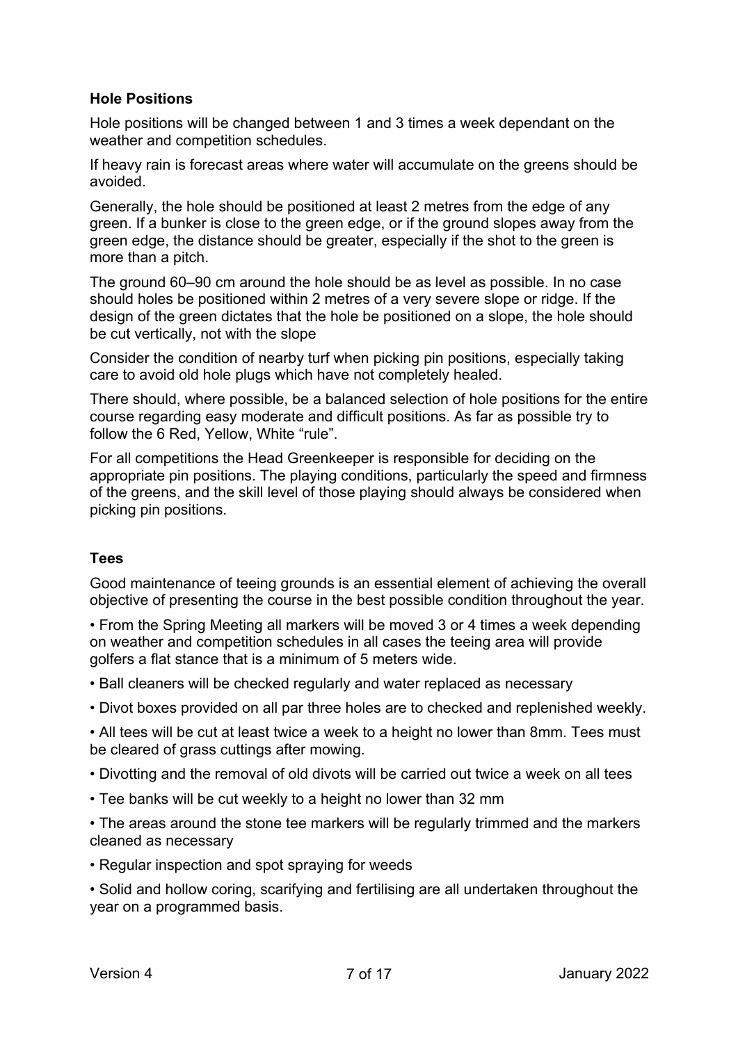### Hole Positions

Hole positions will be changed between 1 and 3 times a week dependant on the weather and competition schedules.

If heavy rain is forecast areas where water will accumulate on the greens should be avoided.

Generally, the hole should be positioned at least 2 metres from the edge of any green. If a bunker is close to the green edge, or if the ground slopes away from the green edge, the distance should be greater, especially if the shot to the green is more than a pitch.

The ground 60–90 cm around the hole should be as level as possible. In no case should holes be positioned within 2 metres of a very severe slope or ridge. If the design of the green dictates that the hole be positioned on a slope, the hole should be cut vertically, not with the slope

Consider the condition of nearby turf when picking pin positions, especially taking care to avoid old hole plugs which have not completely healed.

There should, where possible, be a balanced selection of hole positions for the entire course regarding easy moderate and difficult positions. As far as possible try to follow the 6 Red, Yellow, White "rule".

For all competitions the Head Greenkeeper is responsible for deciding on the appropriate pin positions. The playing conditions, particularly the speed and firmness of the greens, and the skill level of those playing should always be considered when picking pin positions.

### Tees

Good maintenance of teeing grounds is an essential element of achieving the overall objective of presenting the course in the best possible condition throughout the year.

- From the Spring Meeting all markers will be moved 3 or 4 times a week depending on weather and competition schedules in all cases the teeing area will provide golfers a flat stance that is a minimum of 5 meters wide.
- Ball cleaners will be checked regularly and water replaced as necessary
- Divot boxes provided on all par three holes are to checked and replenished weekly.
- All tees will be cut at least twice a week to a height no lower than 8mm. Tees must be cleared of grass cuttings after mowing.
- Divotting and the removal of old divots will be carried out twice a week on all tees
- Tee banks will be cut weekly to a height no lower than 32 mm
- The areas around the stone tee markers will be regularly trimmed and the markers cleaned as necessary
- Regular inspection and spot spraying for weeds
- Solid and hollow coring, scarifying and fertilising are all undertaken throughout the year on a programmed basis.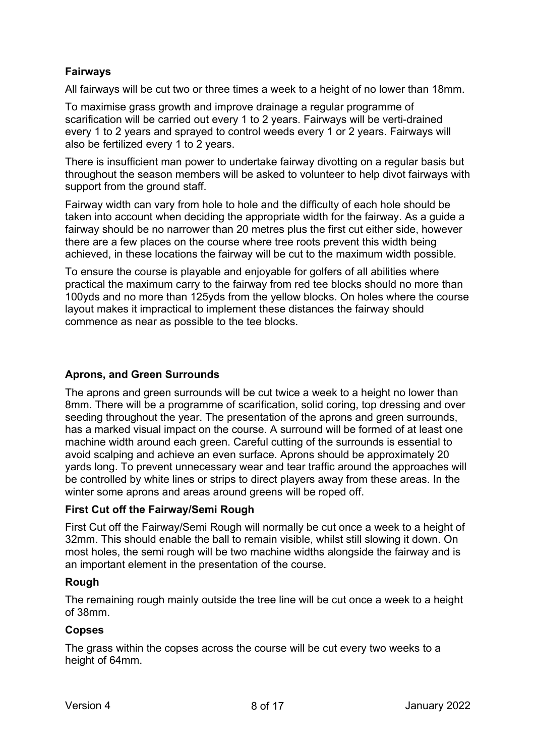## Fairways

All fairways will be cut two or three times a week to a height of no lower than 18mm.

To maximise grass growth and improve drainage a regular programme of scarification will be carried out every 1 to 2 years. Fairways will be verti-drained every 1 to 2 years and sprayed to control weeds every 1 or 2 years. Fairways will also be fertilized every 1 to 2 years.

There is insufficient man power to undertake fairway divotting on a regular basis but throughout the season members will be asked to volunteer to help divot fairways with support from the ground staff.

Fairway width can vary from hole to hole and the difficulty of each hole should be taken into account when deciding the appropriate width for the fairway. As a guide a fairway should be no narrower than 20 metres plus the first cut either side, however there are a few places on the course where tree roots prevent this width being achieved, in these locations the fairway will be cut to the maximum width possible.

To ensure the course is playable and enjoyable for golfers of all abilities where practical the maximum carry to the fairway from red tee blocks should no more than 100yds and no more than 125yds from the yellow blocks. On holes where the course layout makes it impractical to implement these distances the fairway should commence as near as possible to the tee blocks.

## Aprons, and Green Surrounds

The aprons and green surrounds will be cut twice a week to a height no lower than 8mm. There will be a programme of scarification, solid coring, top dressing and over seeding throughout the year. The presentation of the aprons and green surrounds, has a marked visual impact on the course. A surround will be formed of at least one machine width around each green. Careful cutting of the surrounds is essential to avoid scalping and achieve an even surface. Aprons should be approximately 20 yards long. To prevent unnecessary wear and tear traffic around the approaches will be controlled by white lines or strips to direct players away from these areas. In the winter some aprons and areas around greens will be roped off.

## First Cut off the Fairway/Semi Rough

First Cut off the Fairway/Semi Rough will normally be cut once a week to a height of 32mm. This should enable the ball to remain visible, whilst still slowing it down. On most holes, the semi rough will be two machine widths alongside the fairway and is an important element in the presentation of the course.

## Rough

The remaining rough mainly outside the tree line will be cut once a week to a height of 38mm.

## Copses

The grass within the copses across the course will be cut every two weeks to a height of 64mm.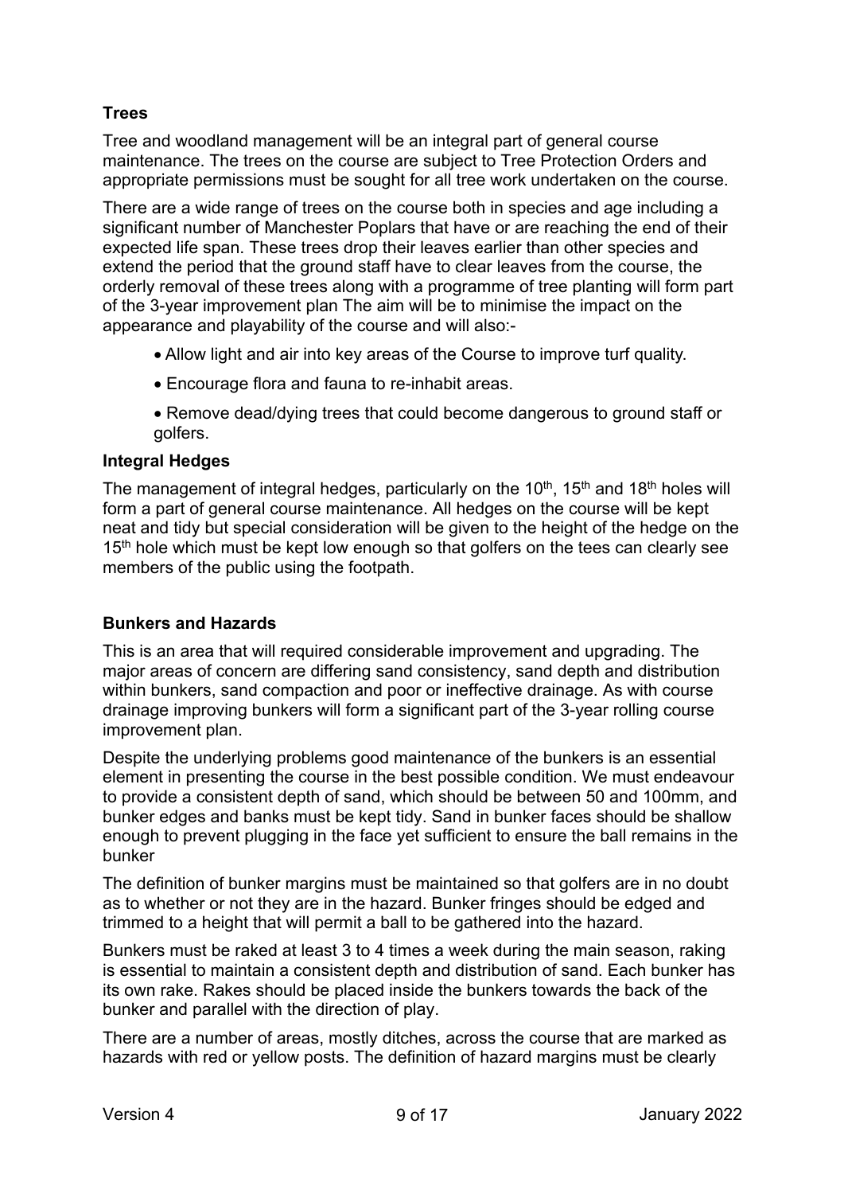### Trees

Tree and woodland management will be an integral part of general course maintenance. The trees on the course are subject to Tree Protection Orders and appropriate permissions must be sought for all tree work undertaken on the course.

There are a wide range of trees on the course both in species and age including a significant number of Manchester Poplars that have or are reaching the end of their expected life span. These trees drop their leaves earlier than other species and extend the period that the ground staff have to clear leaves from the course, the orderly removal of these trees along with a programme of tree planting will form part of the 3-year improvement plan The aim will be to minimise the impact on the appearance and playability of the course and will also:-

- Allow light and air into key areas of the Course to improve turf quality.
- Encourage flora and fauna to re-inhabit areas.
- Remove dead/dying trees that could become dangerous to ground staff or golfers.

### Integral Hedges

The management of integral hedges, particularly on the 10th, 15th and 18th holes will form a part of general course maintenance. All hedges on the course will be kept neat and tidy but special consideration will be given to the height of the hedge on the 15th hole which must be kept low enough so that golfers on the tees can clearly see members of the public using the footpath.

### Bunkers and Hazards

This is an area that will required considerable improvement and upgrading. The major areas of concern are differing sand consistency, sand depth and distribution within bunkers, sand compaction and poor or ineffective drainage. As with course drainage improving bunkers will form a significant part of the 3-year rolling course improvement plan.

Despite the underlying problems good maintenance of the bunkers is an essential element in presenting the course in the best possible condition. We must endeavour to provide a consistent depth of sand, which should be between 50 and 100mm, and bunker edges and banks must be kept tidy. Sand in bunker faces should be shallow enough to prevent plugging in the face yet sufficient to ensure the ball remains in the bunker

The definition of bunker margins must be maintained so that golfers are in no doubt as to whether or not they are in the hazard. Bunker fringes should be edged and trimmed to a height that will permit a ball to be gathered into the hazard.

Bunkers must be raked at least 3 to 4 times a week during the main season, raking is essential to maintain a consistent depth and distribution of sand. Each bunker has its own rake. Rakes should be placed inside the bunkers towards the back of the bunker and parallel with the direction of play.

There are a number of areas, mostly ditches, across the course that are marked as hazards with red or yellow posts. The definition of hazard margins must be clearly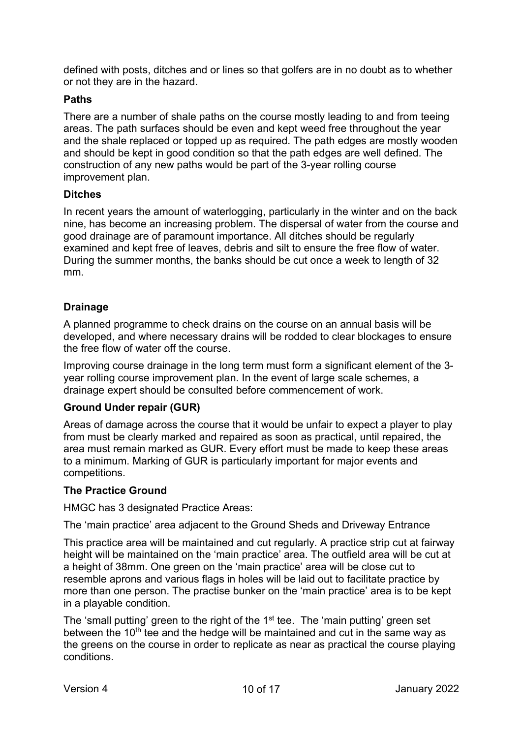defined with posts, ditches and or lines so that golfers are in no doubt as to whether or not they are in the hazard.

**Paths**

There are a number of shale paths on the course mostly leading to and from teeing areas. The path surfaces should be even and kept weed free throughout the year and the shale replaced or topped up as required. The path edges are mostly wooden and should be kept in good condition so that the path edges are well defined. The construction of any new paths would be part of the 3-year rolling course improvement plan.

**Ditches**

In recent years the amount of waterlogging, particularly in the winter and on the back nine, has become an increasing problem. The dispersal of water from the course and good drainage are of paramount importance. All ditches should be regularly examined and kept free of leaves, debris and silt to ensure the free flow of water. During the summer months, the banks should be cut once a week to length of 32 mm.

**Drainage**

A planned programme to check drains on the course on an annual basis will be developed, and where necessary drains will be rodded to clear blockages to ensure the free flow of water off the course.

Improving course drainage in the long term must form a significant element of the 3-year rolling course improvement plan. In the event of large scale schemes, a drainage expert should be consulted before commencement of work.

**Ground Under repair (GUR)**

Areas of damage across the course that it would be unfair to expect a player to play from must be clearly marked and repaired as soon as practical, until repaired, the area must remain marked as GUR. Every effort must be made to keep these areas to a minimum. Marking of GUR is particularly important for major events and competitions.

**The Practice Ground**

HMGC has 3 designated Practice Areas:

The 'main practice' area adjacent to the Ground Sheds and Driveway Entrance

This practice area will be maintained and cut regularly. A practice strip cut at fairway height will be maintained on the 'main practice' area. The outfield area will be cut at a height of 38mm. One green on the 'main practice' area will be close cut to resemble aprons and various flags in holes will be laid out to facilitate practice by more than one person. The practise bunker on the 'main practice' area is to be kept in a playable condition.

The 'small putting' green to the right of the 1st tee. The 'main putting' green set between the 10th tee and the hedge will be maintained and cut in the same way as the greens on the course in order to replicate as near as practical the course playing conditions.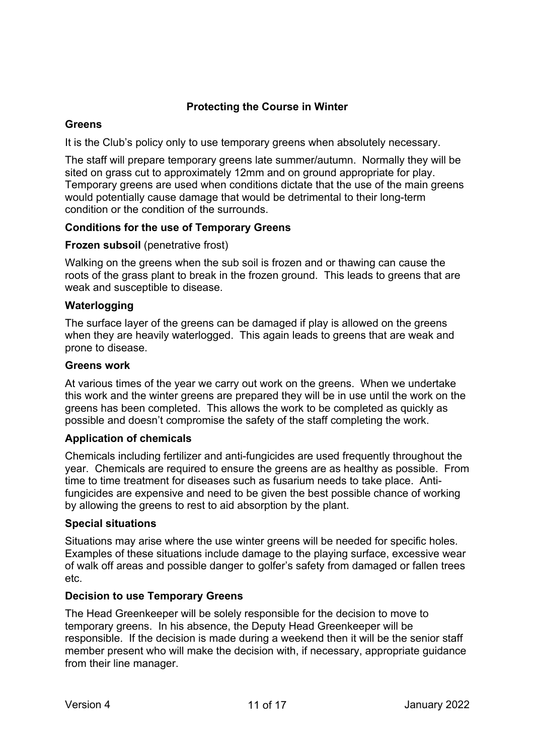## Protecting the Course in Winter

### Greens

It is the Club's policy only to use temporary greens when absolutely necessary.

The staff will prepare temporary greens late summer/autumn. Normally they will be sited on grass cut to approximately 12mm and on ground appropriate for play. Temporary greens are used when conditions dictate that the use of the main greens would potentially cause damage that would be detrimental to their long-term condition or the condition of the surrounds.

### Conditions for the use of Temporary Greens

**Frozen subsoil** (penetrative frost)

Walking on the greens when the sub soil is frozen and or thawing can cause the roots of the grass plant to break in the frozen ground. This leads to greens that are weak and susceptible to disease.

**Waterlogging**

The surface layer of the greens can be damaged if play is allowed on the greens when they are heavily waterlogged. This again leads to greens that are weak and prone to disease.

**Greens work**

At various times of the year we carry out work on the greens. When we undertake this work and the winter greens are prepared they will be in use until the work on the greens has been completed. This allows the work to be completed as quickly as possible and doesn't compromise the safety of the staff completing the work.

**Application of chemicals**

Chemicals including fertilizer and anti-fungicides are used frequently throughout the year. Chemicals are required to ensure the greens are as healthy as possible. From time to time treatment for diseases such as fusarium needs to take place. Anti-fungicides are expensive and need to be given the best possible chance of working by allowing the greens to rest to aid absorption by the plant.

**Special situations**

Situations may arise where the use winter greens will be needed for specific holes. Examples of these situations include damage to the playing surface, excessive wear of walk off areas and possible danger to golfer's safety from damaged or fallen trees etc.

### Decision to use Temporary Greens

The Head Greenkeeper will be solely responsible for the decision to move to temporary greens. In his absence, the Deputy Head Greenkeeper will be responsible. If the decision is made during a weekend then it will be the senior staff member present who will make the decision with, if necessary, appropriate guidance from their line manager.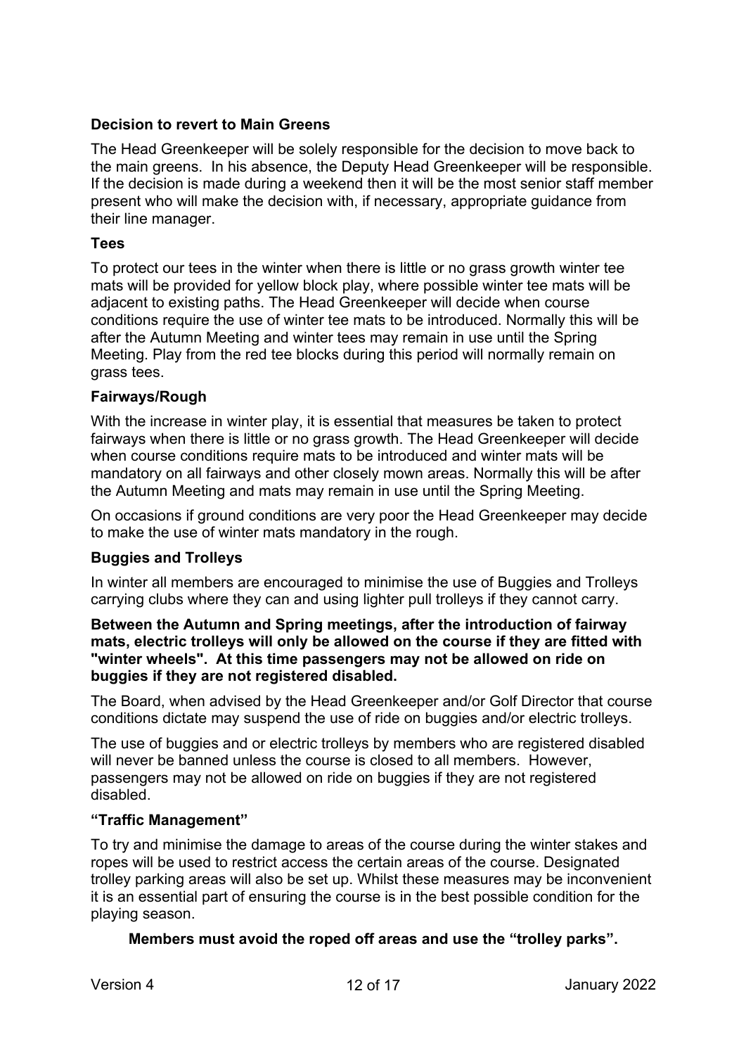**Decision to revert to Main Greens**

The Head Greenkeeper will be solely responsible for the decision to move back to the main greens. In his absence, the Deputy Head Greenkeeper will be responsible. If the decision is made during a weekend then it will be the most senior staff member present who will make the decision with, if necessary, appropriate guidance from their line manager.

**Tees**

To protect our tees in the winter when there is little or no grass growth winter tee mats will be provided for yellow block play, where possible winter tee mats will be adjacent to existing paths. The Head Greenkeeper will decide when course conditions require the use of winter tee mats to be introduced. Normally this will be after the Autumn Meeting and winter tees may remain in use until the Spring Meeting. Play from the red tee blocks during this period will normally remain on grass tees.

**Fairways/Rough**

With the increase in winter play, it is essential that measures be taken to protect fairways when there is little or no grass growth. The Head Greenkeeper will decide when course conditions require mats to be introduced and winter mats will be mandatory on all fairways and other closely mown areas. Normally this will be after the Autumn Meeting and mats may remain in use until the Spring Meeting.

On occasions if ground conditions are very poor the Head Greenkeeper may decide to make the use of winter mats mandatory in the rough.

**Buggies and Trolleys**

In winter all members are encouraged to minimise the use of Buggies and Trolleys carrying clubs where they can and using lighter pull trolleys if they cannot carry.

**Between the Autumn and Spring meetings, after the introduction of fairway mats, electric trolleys will only be allowed on the course if they are fitted with "winter wheels". At this time passengers may not be allowed on ride on buggies if they are not registered disabled.**

The Board, when advised by the Head Greenkeeper and/or Golf Director that course conditions dictate may suspend the use of ride on buggies and/or electric trolleys.

The use of buggies and or electric trolleys by members who are registered disabled will never be banned unless the course is closed to all members. However, passengers may not be allowed on ride on buggies if they are not registered disabled.

**"Traffic Management"**

To try and minimise the damage to areas of the course during the winter stakes and ropes will be used to restrict access the certain areas of the course. Designated trolley parking areas will also be set up. Whilst these measures may be inconvenient it is an essential part of ensuring the course is in the best possible condition for the playing season.

**Members must avoid the roped off areas and use the "trolley parks".**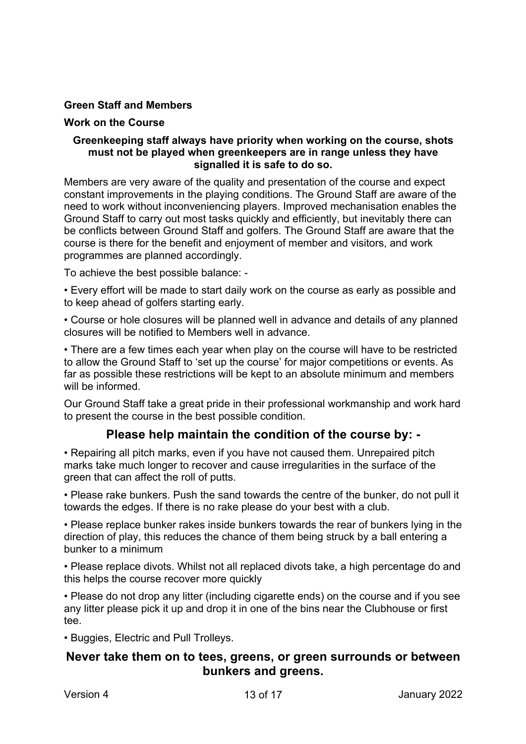**Green Staff and Members**

**Work on the Course**

**Greenkeeping staff always have priority when working on the course, shots must not be played when greenkeepers are in range unless they have signalled it is safe to do so.**

Members are very aware of the quality and presentation of the course and expect constant improvements in the playing conditions. The Ground Staff are aware of the need to work without inconveniencing players. Improved mechanisation enables the Ground Staff to carry out most tasks quickly and efficiently, but inevitably there can be conflicts between Ground Staff and golfers. The Ground Staff are aware that the course is there for the benefit and enjoyment of member and visitors, and work programmes are planned accordingly.

To achieve the best possible balance: -

• Every effort will be made to start daily work on the course as early as possible and to keep ahead of golfers starting early.

• Course or hole closures will be planned well in advance and details of any planned closures will be notified to Members well in advance.

• There are a few times each year when play on the course will have to be restricted to allow the Ground Staff to 'set up the course' for major competitions or events. As far as possible these restrictions will be kept to an absolute minimum and members will be informed.

Our Ground Staff take a great pride in their professional workmanship and work hard to present the course in the best possible condition.

## Please help maintain the condition of the course by: -

• Repairing all pitch marks, even if you have not caused them. Unrepaired pitch marks take much longer to recover and cause irregularities in the surface of the green that can affect the roll of putts.

• Please rake bunkers. Push the sand towards the centre of the bunker, do not pull it towards the edges. If there is no rake please do your best with a club.

• Please replace bunker rakes inside bunkers towards the rear of bunkers lying in the direction of play, this reduces the chance of them being struck by a ball entering a bunker to a minimum

• Please replace divots. Whilst not all replaced divots take, a high percentage do and this helps the course recover more quickly

• Please do not drop any litter (including cigarette ends) on the course and if you see any litter please pick it up and drop it in one of the bins near the Clubhouse or first tee.

• Buggies, Electric and Pull Trolleys.

## Never take them on to tees, greens, or green surrounds or between bunkers and greens.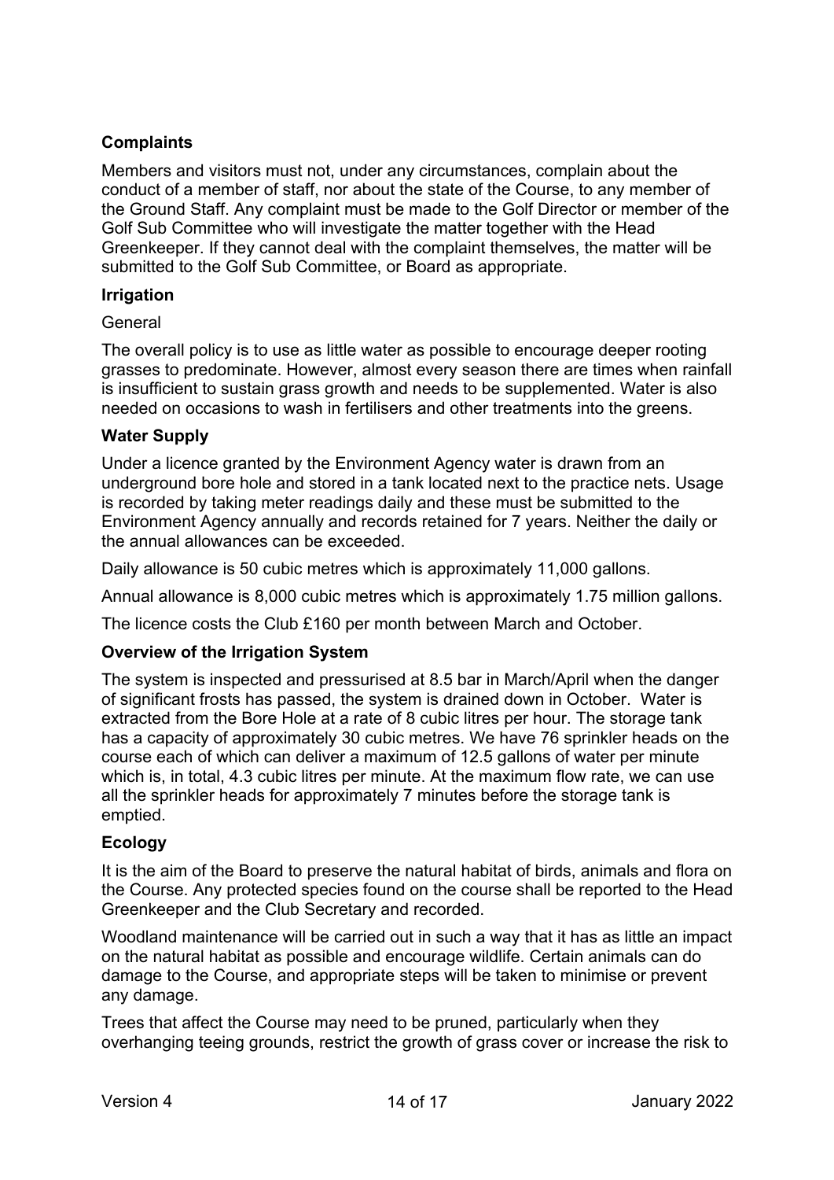## Complaints

Members and visitors must not, under any circumstances, complain about the conduct of a member of staff, nor about the state of the Course, to any member of the Ground Staff. Any complaint must be made to the Golf Director or member of the Golf Sub Committee who will investigate the matter together with the Head Greenkeeper. If they cannot deal with the complaint themselves, the matter will be submitted to the Golf Sub Committee, or Board as appropriate.

## Irrigation

General

The overall policy is to use as little water as possible to encourage deeper rooting grasses to predominate. However, almost every season there are times when rainfall is insufficient to sustain grass growth and needs to be supplemented. Water is also needed on occasions to wash in fertilisers and other treatments into the greens.

## Water Supply

Under a licence granted by the Environment Agency water is drawn from an underground bore hole and stored in a tank located next to the practice nets. Usage is recorded by taking meter readings daily and these must be submitted to the Environment Agency annually and records retained for 7 years. Neither the daily or the annual allowances can be exceeded.

Daily allowance is 50 cubic metres which is approximately 11,000 gallons.

Annual allowance is 8,000 cubic metres which is approximately 1.75 million gallons.

The licence costs the Club £160 per month between March and October.

## Overview of the Irrigation System

The system is inspected and pressurised at 8.5 bar in March/April when the danger of significant frosts has passed, the system is drained down in October. Water is extracted from the Bore Hole at a rate of 8 cubic litres per hour. The storage tank has a capacity of approximately 30 cubic metres. We have 76 sprinkler heads on the course each of which can deliver a maximum of 12.5 gallons of water per minute which is, in total, 4.3 cubic litres per minute. At the maximum flow rate, we can use all the sprinkler heads for approximately 7 minutes before the storage tank is emptied.

## Ecology

It is the aim of the Board to preserve the natural habitat of birds, animals and flora on the Course. Any protected species found on the course shall be reported to the Head Greenkeeper and the Club Secretary and recorded.

Woodland maintenance will be carried out in such a way that it has as little an impact on the natural habitat as possible and encourage wildlife. Certain animals can do damage to the Course, and appropriate steps will be taken to minimise or prevent any damage.

Trees that affect the Course may need to be pruned, particularly when they overhanging teeing grounds, restrict the growth of grass cover or increase the risk to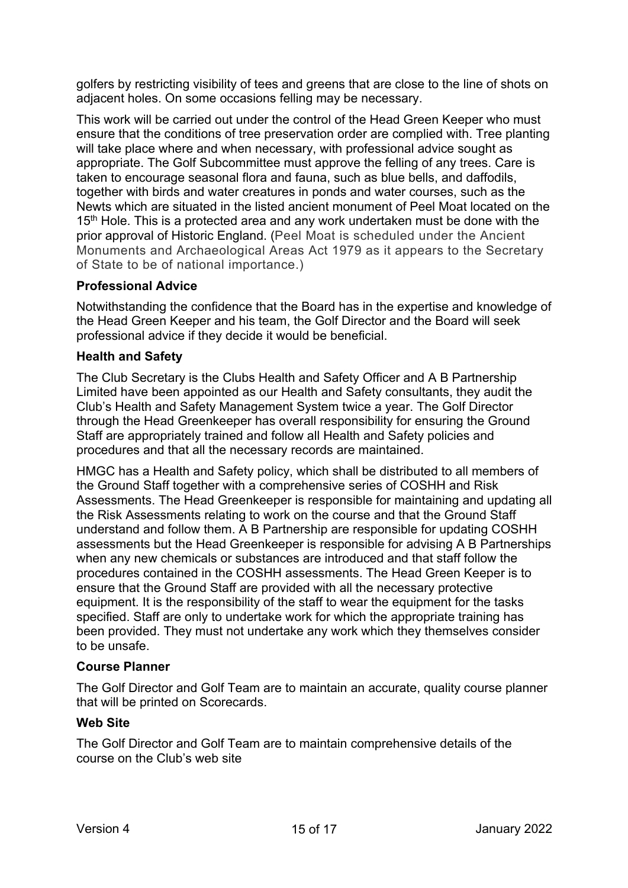golfers by restricting visibility of tees and greens that are close to the line of shots on adjacent holes. On some occasions felling may be necessary.

This work will be carried out under the control of the Head Green Keeper who must ensure that the conditions of tree preservation order are complied with. Tree planting will take place where and when necessary, with professional advice sought as appropriate. The Golf Subcommittee must approve the felling of any trees. Care is taken to encourage seasonal flora and fauna, such as blue bells, and daffodils, together with birds and water creatures in ponds and water courses, such as the Newts which are situated in the listed ancient monument of Peel Moat located on the 15th Hole. This is a protected area and any work undertaken must be done with the prior approval of Historic England. (Peel Moat is scheduled under the Ancient Monuments and Archaeological Areas Act 1979 as it appears to the Secretary of State to be of national importance.)

**Professional Advice**

Notwithstanding the confidence that the Board has in the expertise and knowledge of the Head Green Keeper and his team, the Golf Director and the Board will seek professional advice if they decide it would be beneficial.

**Health and Safety**

The Club Secretary is the Clubs Health and Safety Officer and A B Partnership Limited have been appointed as our Health and Safety consultants, they audit the Club's Health and Safety Management System twice a year. The Golf Director through the Head Greenkeeper has overall responsibility for ensuring the Ground Staff are appropriately trained and follow all Health and Safety policies and procedures and that all the necessary records are maintained.

HMGC has a Health and Safety policy, which shall be distributed to all members of the Ground Staff together with a comprehensive series of COSHH and Risk Assessments. The Head Greenkeeper is responsible for maintaining and updating all the Risk Assessments relating to work on the course and that the Ground Staff understand and follow them. A B Partnership are responsible for updating COSHH assessments but the Head Greenkeeper is responsible for advising A B Partnerships when any new chemicals or substances are introduced and that staff follow the procedures contained in the COSHH assessments. The Head Green Keeper is to ensure that the Ground Staff are provided with all the necessary protective equipment. It is the responsibility of the staff to wear the equipment for the tasks specified. Staff are only to undertake work for which the appropriate training has been provided. They must not undertake any work which they themselves consider to be unsafe.

**Course Planner**

The Golf Director and Golf Team are to maintain an accurate, quality course planner that will be printed on Scorecards.

**Web Site**

The Golf Director and Golf Team are to maintain comprehensive details of the course on the Club's web site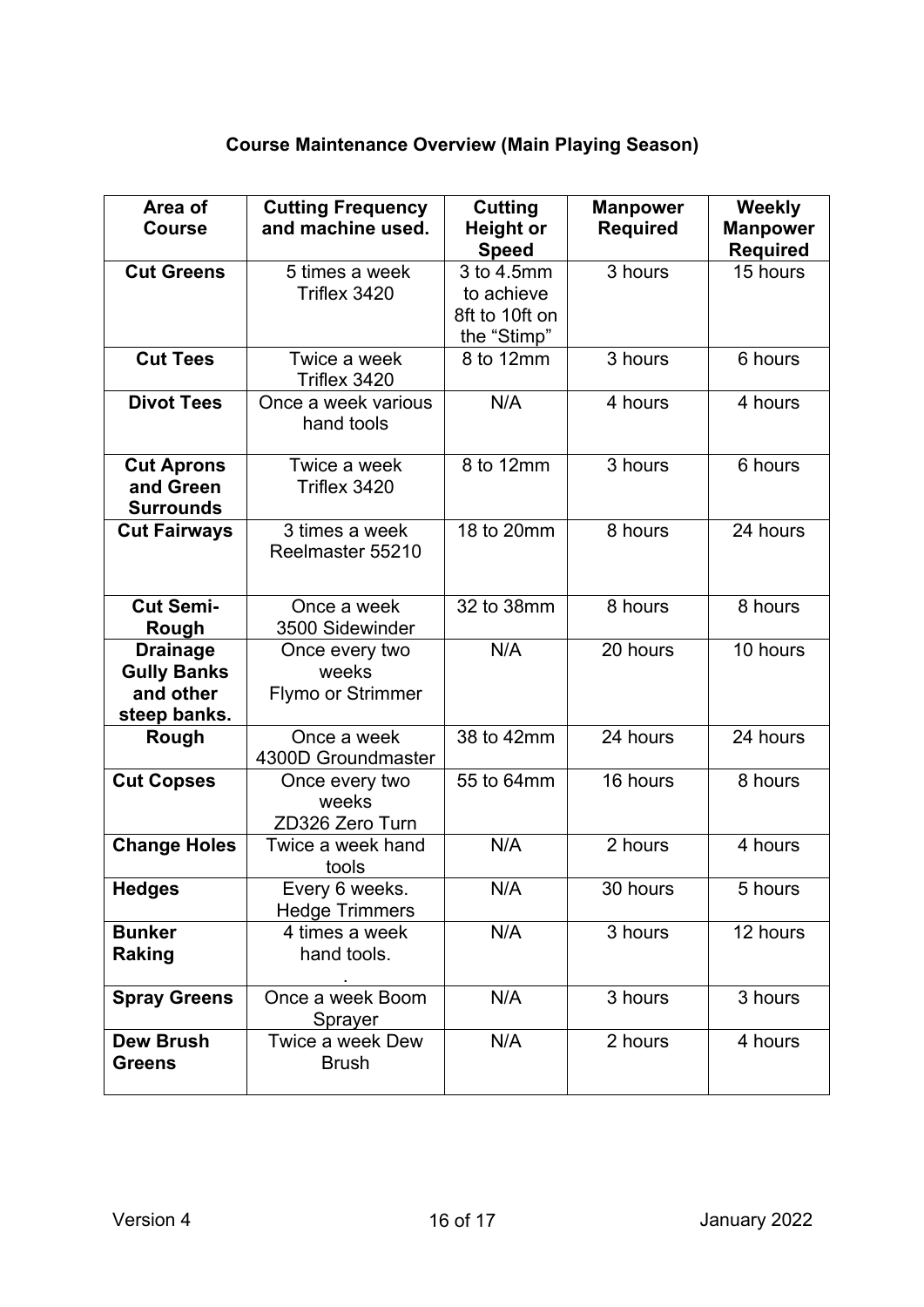**Course Maintenance Overview (Main Playing Season)**

| Area of Course | Cutting Frequency and machine used. | Cutting Height or Speed | Manpower Required | Weekly Manpower Required |
|---|---|---|---|---|
| **Cut Greens** | 5 times a week Triflex 3420 | 3 to 4.5mm to achieve 8ft to 10ft on the "Stimp" | 3 hours | 15 hours |
| **Cut Tees** | Twice a week Triflex 3420 | 8 to 12mm | 3 hours | 6 hours |
| **Divot Tees** | Once a week various hand tools | N/A | 4 hours | 4 hours |
| **Cut Aprons and Green Surrounds** | Twice a week Triflex 3420 | 8 to 12mm | 3 hours | 6 hours |
| **Cut Fairways** | 3 times a week Reelmaster 55210 | 18 to 20mm | 8 hours | 24 hours |
| **Cut Semi-Rough** | Once a week 3500 Sidewinder | 32 to 38mm | 8 hours | 8 hours |
| **Drainage Gully Banks and other steep banks.** | Once every two weeks Flymo or Strimmer | N/A | 20 hours | 10 hours |
| **Rough** | Once a week 4300D Groundmaster | 38 to 42mm | 24 hours | 24 hours |
| **Cut Copses** | Once every two weeks ZD326 Zero Turn | 55 to 64mm | 16 hours | 8 hours |
| **Change Holes** | Twice a week hand tools | N/A | 2 hours | 4 hours |
| **Hedges** | Every 6 weeks. Hedge Trimmers | N/A | 30 hours | 5 hours |
| **Bunker Raking** | 4 times a week hand tools. . | N/A | 3 hours | 12 hours |
| **Spray Greens** | Once a week Boom Sprayer | N/A | 3 hours | 3 hours |
| **Dew Brush Greens** | Twice a week Dew Brush | N/A | 2 hours | 4 hours |

Version 4 January 2022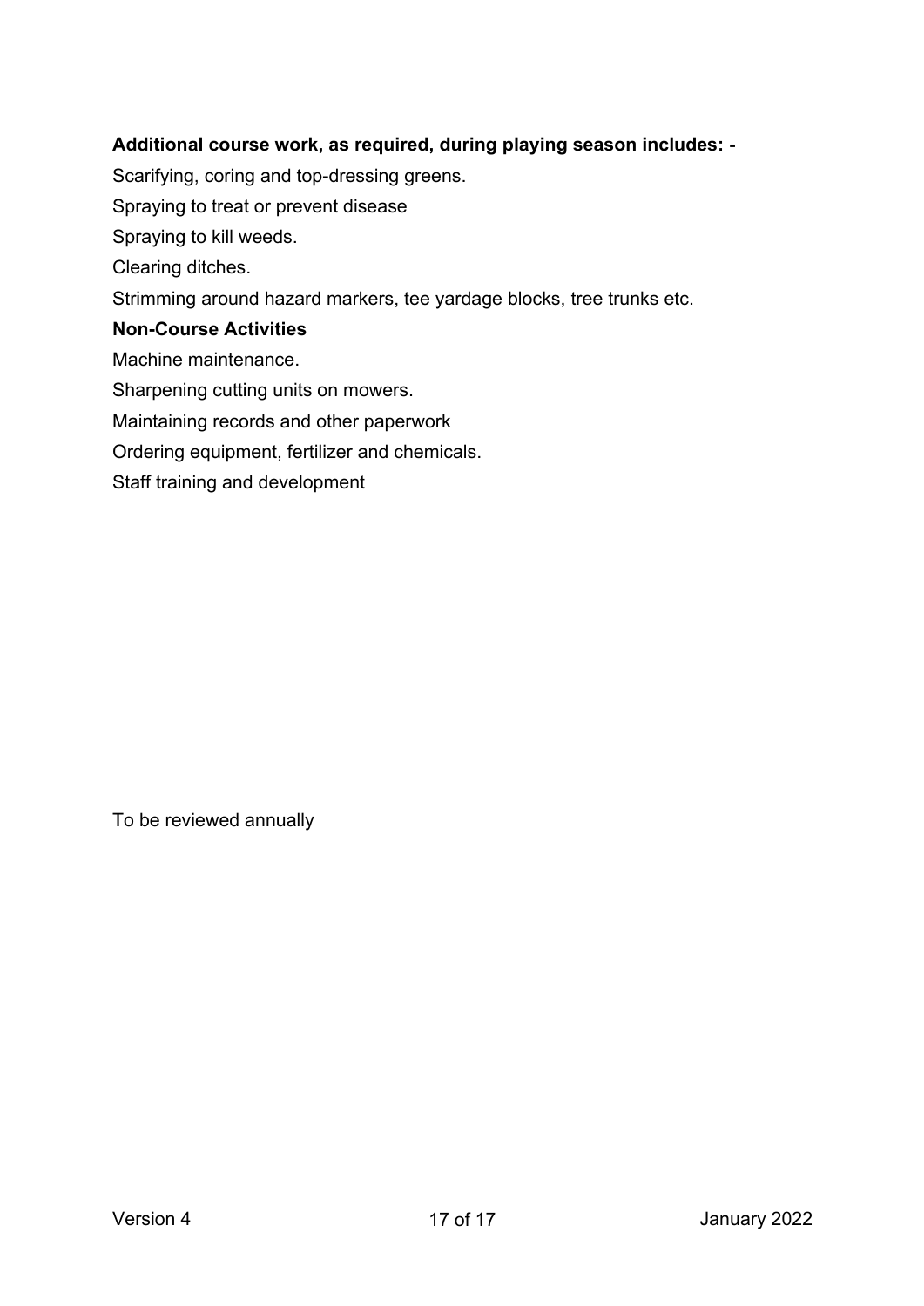**Additional course work, as required, during playing season includes: -**

Scarifying, coring and top-dressing greens.

Spraying to treat or prevent disease

Spraying to kill weeds.

Clearing ditches.

Strimming around hazard markers, tee yardage blocks, tree trunks etc.

**Non-Course Activities**

Machine maintenance.

Sharpening cutting units on mowers.

Maintaining records and other paperwork

Ordering equipment, fertilizer and chemicals.

Staff training and development

To be reviewed annually

Version 4 January 2022